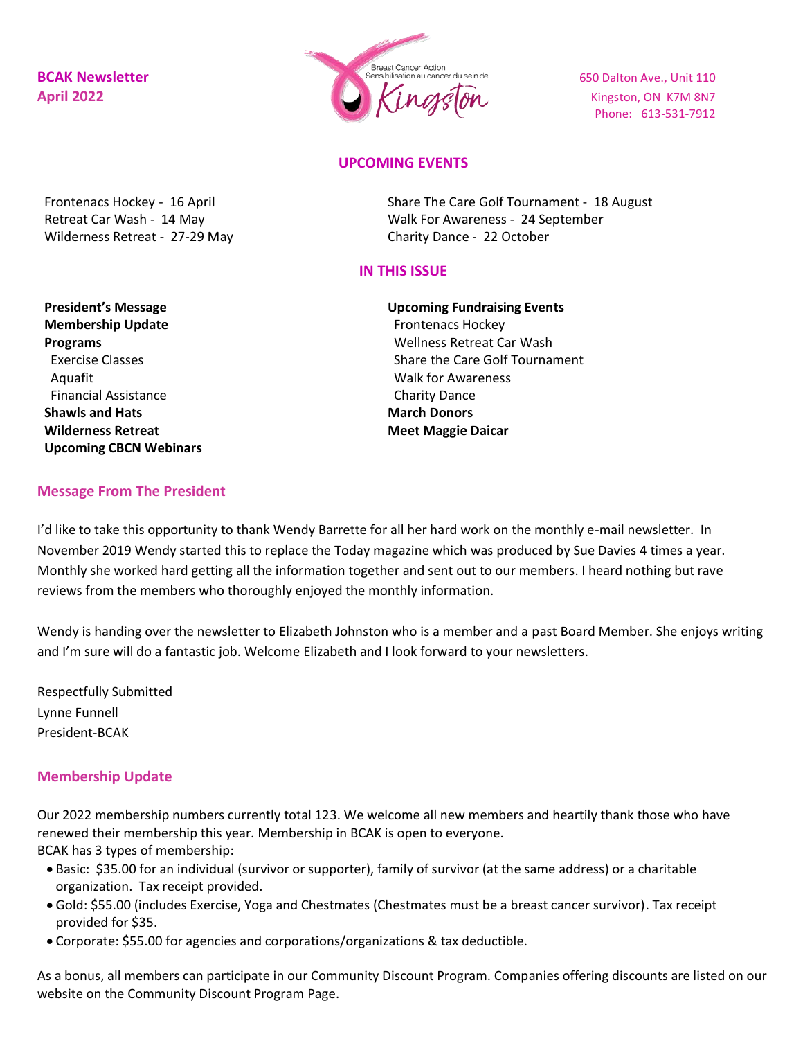**BCAK Newsletter**
**April 2022**

Breast Cancer Action
Sensibilisation au cancer du sein de
Kingston

650 Dalton Ave., Unit 110
Kingston, ON K7M 8N7
Phone: 613-531-7912

## UPCOMING EVENTS

Frontenacs Hockey - 16 April
Retreat Car Wash - 14 May
Wilderness Retreat - 27-29 May
Share The Care Golf Tournament - 18 August
Walk For Awareness - 24 September
Charity Dance - 22 October

## IN THIS ISSUE

**President's Message**
**Membership Update**
**Programs**
- Exercise Classes
- Aquafit
- Financial Assistance

**Shawls and Hats**
**Wilderness Retreat**
**Upcoming CBCN Webinars**
**Upcoming Fundraising Events**
- Frontenacs Hockey
- Wellness Retreat Car Wash
- Share the Care Golf Tournament
- Walk for Awareness
- Charity Dance

**March Donors**
**Meet Maggie Daicar**

## Message From The President

I'd like to take this opportunity to thank Wendy Barrette for all her hard work on the monthly e-mail newsletter. In November 2019 Wendy started this to replace the Today magazine which was produced by Sue Davies 4 times a year. Monthly she worked hard getting all the information together and sent out to our members. I heard nothing but rave reviews from the members who thoroughly enjoyed the monthly information.

Wendy is handing over the newsletter to Elizabeth Johnston who is a member and a past Board Member. She enjoys writing and I'm sure will do a fantastic job. Welcome Elizabeth and I look forward to your newsletters.

Respectfully Submitted
Lynne Funnell
President-BCAK

## Membership Update

Our 2022 membership numbers currently total 123. We welcome all new members and heartily thank those who have renewed their membership this year. Membership in BCAK is open to everyone.
BCAK has 3 types of membership:

- Basic: $35.00 for an individual (survivor or supporter), family of survivor (at the same address) or a charitable organization. Tax receipt provided.
- Gold: $55.00 (includes Exercise, Yoga and Chestmates (Chestmates must be a breast cancer survivor). Tax receipt provided for $35.
- Corporate: $55.00 for agencies and corporations/organizations & tax deductible.

As a bonus, all members can participate in our Community Discount Program. Companies offering discounts are listed on our website on the Community Discount Program Page.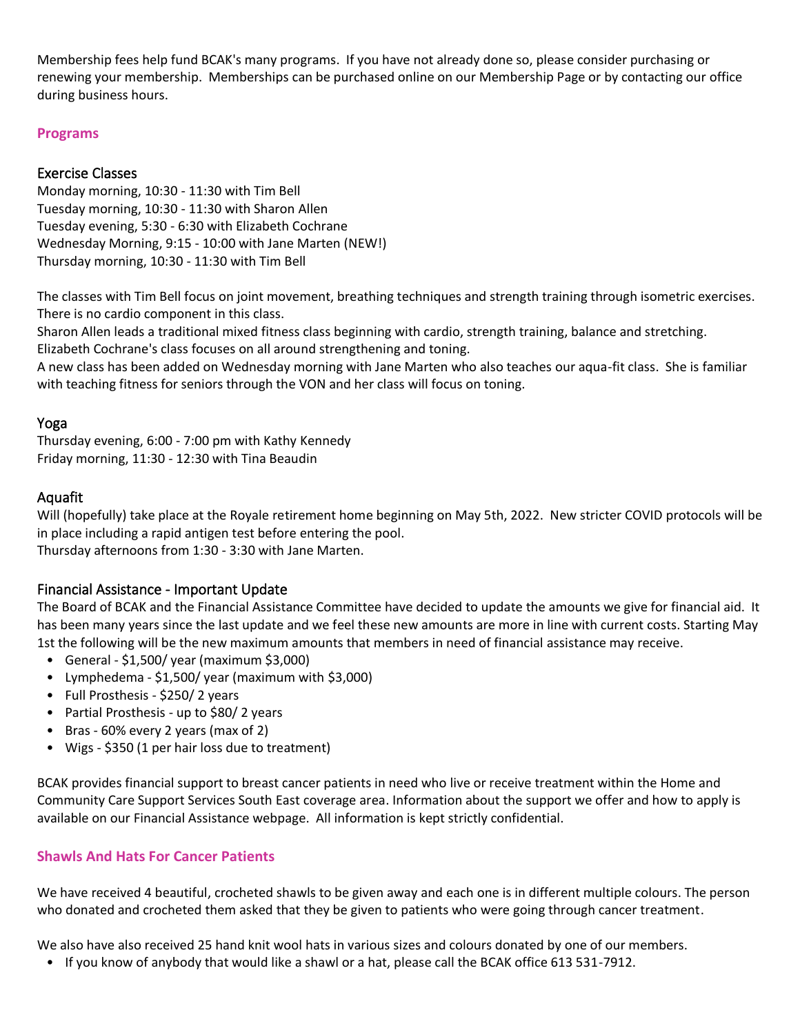Membership fees help fund BCAK's many programs. If you have not already done so, please consider purchasing or renewing your membership. Memberships can be purchased online on our Membership Page or by contacting our office during business hours.

## Programs

### Exercise Classes

Monday morning, 10:30 - 11:30 with Tim Bell
Tuesday morning, 10:30 - 11:30 with Sharon Allen
Tuesday evening, 5:30 - 6:30 with Elizabeth Cochrane
Wednesday Morning, 9:15 - 10:00 with Jane Marten (NEW!)
Thursday morning, 10:30 - 11:30 with Tim Bell

The classes with Tim Bell focus on joint movement, breathing techniques and strength training through isometric exercises. There is no cardio component in this class.
Sharon Allen leads a traditional mixed fitness class beginning with cardio, strength training, balance and stretching.
Elizabeth Cochrane's class focuses on all around strengthening and toning.
A new class has been added on Wednesday morning with Jane Marten who also teaches our aqua-fit class. She is familiar with teaching fitness for seniors through the VON and her class will focus on toning.

### Yoga

Thursday evening, 6:00 - 7:00 pm with Kathy Kennedy
Friday morning, 11:30 - 12:30 with Tina Beaudin

### Aquafit

Will (hopefully) take place at the Royale retirement home beginning on May 5th, 2022. New stricter COVID protocols will be in place including a rapid antigen test before entering the pool.
Thursday afternoons from 1:30 - 3:30 with Jane Marten.

### Financial Assistance - Important Update

The Board of BCAK and the Financial Assistance Committee have decided to update the amounts we give for financial aid. It has been many years since the last update and we feel these new amounts are more in line with current costs. Starting May 1st the following will be the new maximum amounts that members in need of financial assistance may receive.

- General - $1,500/ year (maximum $3,000)
- Lymphedema - $1,500/ year (maximum with $3,000)
- Full Prosthesis - $250/ 2 years
- Partial Prosthesis - up to $80/ 2 years
- Bras - 60% every 2 years (max of 2)
- Wigs - $350 (1 per hair loss due to treatment)

BCAK provides financial support to breast cancer patients in need who live or receive treatment within the Home and Community Care Support Services South East coverage area. Information about the support we offer and how to apply is available on our Financial Assistance webpage. All information is kept strictly confidential.

## Shawls And Hats For Cancer Patients

We have received 4 beautiful, crocheted shawls to be given away and each one is in different multiple colours. The person who donated and crocheted them asked that they be given to patients who were going through cancer treatment.

We also have also received 25 hand knit wool hats in various sizes and colours donated by one of our members.

- If you know of anybody that would like a shawl or a hat, please call the BCAK office 613 531-7912.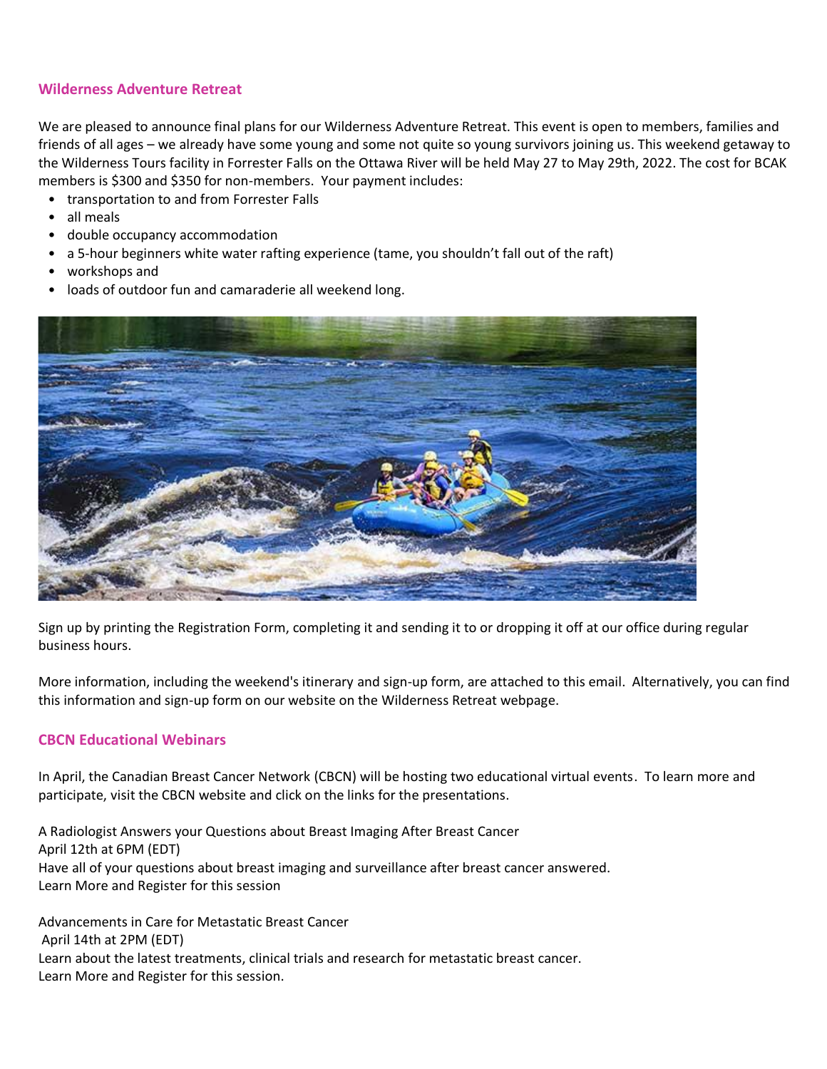## Wilderness Adventure Retreat

We are pleased to announce final plans for our Wilderness Adventure Retreat. This event is open to members, families and friends of all ages – we already have some young and some not quite so young survivors joining us. This weekend getaway to the Wilderness Tours facility in Forrester Falls on the Ottawa River will be held May 27 to May 29th, 2022. The cost for BCAK members is $300 and $350 for non-members. Your payment includes:

- transportation to and from Forrester Falls
- all meals
- double occupancy accommodation
- a 5-hour beginners white water rafting experience (tame, you shouldn't fall out of the raft)
- workshops and
- loads of outdoor fun and camaraderie all weekend long.

Sign up by printing the Registration Form, completing it and sending it to or dropping it off at our office during regular business hours.

More information, including the weekend's itinerary and sign-up form, are attached to this email. Alternatively, you can find this information and sign-up form on our website on the Wilderness Retreat webpage.

## CBCN Educational Webinars

In April, the Canadian Breast Cancer Network (CBCN) will be hosting two educational virtual events. To learn more and participate, visit the CBCN website and click on the links for the presentations.

A Radiologist Answers your Questions about Breast Imaging After Breast Cancer
April 12th at 6PM (EDT)
Have all of your questions about breast imaging and surveillance after breast cancer answered.
Learn More and Register for this session

Advancements in Care for Metastatic Breast Cancer
April 14th at 2PM (EDT)
Learn about the latest treatments, clinical trials and research for metastatic breast cancer.
Learn More and Register for this session.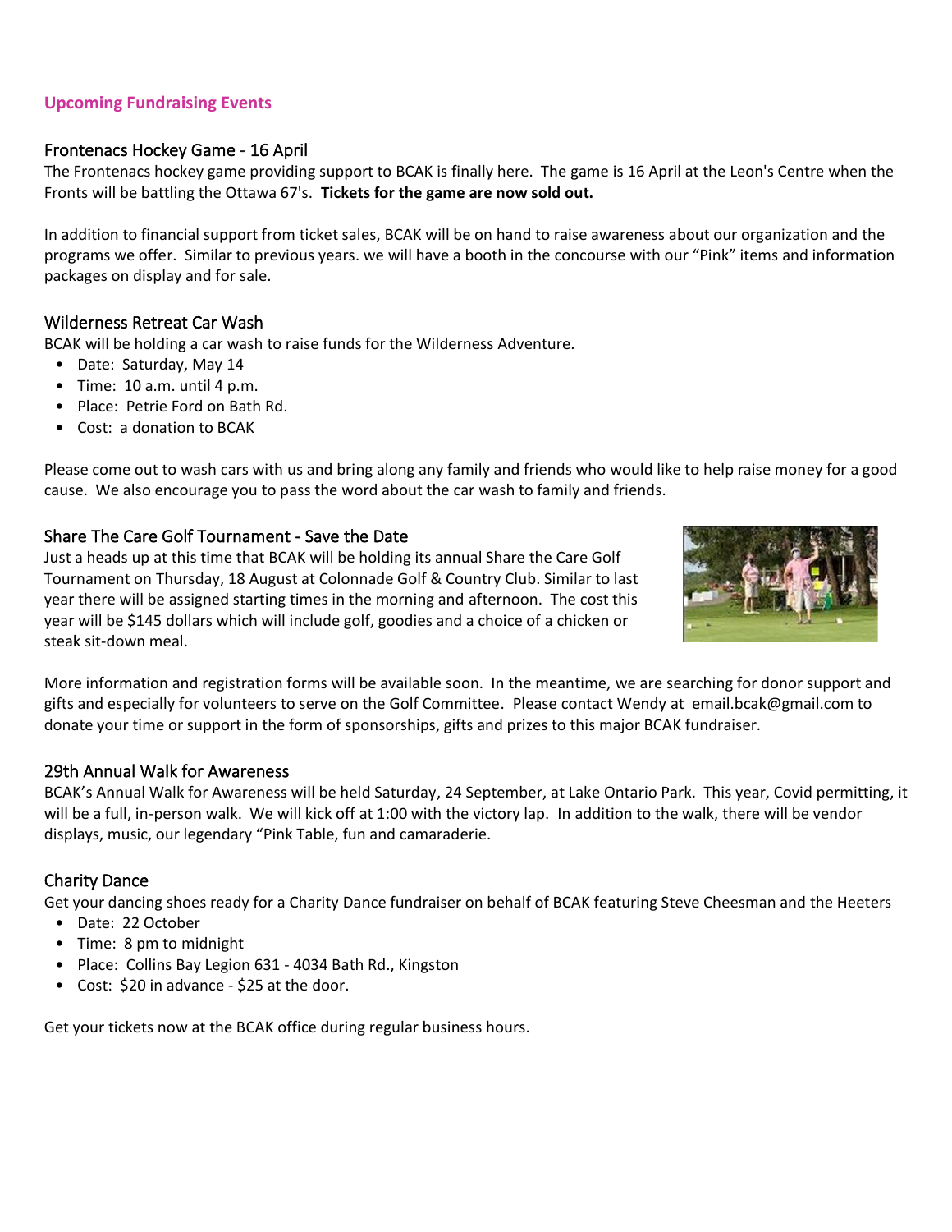## Upcoming Fundraising Events

### Frontenacs Hockey Game - 16 April

The Frontenacs hockey game providing support to BCAK is finally here. The game is 16 April at the Leon's Centre when the Fronts will be battling the Ottawa 67's. **Tickets for the game are now sold out.**

In addition to financial support from ticket sales, BCAK will be on hand to raise awareness about our organization and the programs we offer. Similar to previous years. we will have a booth in the concourse with our "Pink" items and information packages on display and for sale.

### Wilderness Retreat Car Wash

BCAK will be holding a car wash to raise funds for the Wilderness Adventure.

- Date: Saturday, May 14
- Time: 10 a.m. until 4 p.m.
- Place: Petrie Ford on Bath Rd.
- Cost: a donation to BCAK

Please come out to wash cars with us and bring along any family and friends who would like to help raise money for a good cause. We also encourage you to pass the word about the car wash to family and friends.

### Share The Care Golf Tournament - Save the Date

Just a heads up at this time that BCAK will be holding its annual Share the Care Golf Tournament on Thursday, 18 August at Colonnade Golf & Country Club. Similar to last year there will be assigned starting times in the morning and afternoon. The cost this year will be $145 dollars which will include golf, goodies and a choice of a chicken or steak sit-down meal.

More information and registration forms will be available soon. In the meantime, we are searching for donor support and gifts and especially for volunteers to serve on the Golf Committee. Please contact Wendy at email.bcak@gmail.com to donate your time or support in the form of sponsorships, gifts and prizes to this major BCAK fundraiser.

### 29th Annual Walk for Awareness

BCAK's Annual Walk for Awareness will be held Saturday, 24 September, at Lake Ontario Park. This year, Covid permitting, it will be a full, in-person walk. We will kick off at 1:00 with the victory lap. In addition to the walk, there will be vendor displays, music, our legendary "Pink Table, fun and camaraderie.

### Charity Dance

Get your dancing shoes ready for a Charity Dance fundraiser on behalf of BCAK featuring Steve Cheesman and the Heeters

- Date: 22 October
- Time: 8 pm to midnight
- Place: Collins Bay Legion 631 - 4034 Bath Rd., Kingston
- Cost: $20 in advance - $25 at the door.

Get your tickets now at the BCAK office during regular business hours.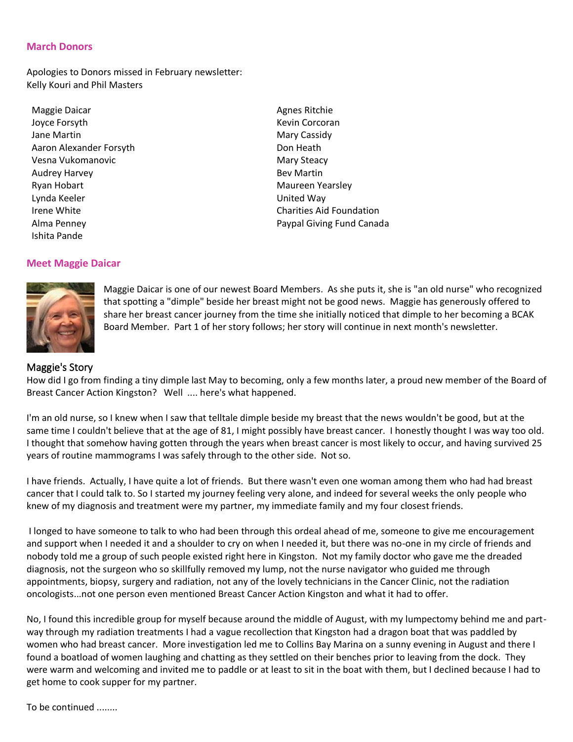## March Donors

Apologies to Donors missed in February newsletter:
Kelly Kouri and Phil Masters

- Maggie Daicar
- Joyce Forsyth
- Jane Martin
- Aaron Alexander Forsyth
- Vesna Vukomanovic
- Audrey Harvey
- Ryan Hobart
- Lynda Keeler
- Irene White
- Alma Penney
- Ishita Pande
- Agnes Ritchie
- Kevin Corcoran
- Mary Cassidy
- Don Heath
- Mary Steacy
- Bev Martin
- Maureen Yearsley
- United Way
- Charities Aid Foundation
- Paypal Giving Fund Canada

## Meet Maggie Daicar

Maggie Daicar is one of our newest Board Members. As she puts it, she is "an old nurse" who recognized that spotting a "dimple" beside her breast might not be good news. Maggie has generously offered to share her breast cancer journey from the time she initially noticed that dimple to her becoming a BCAK Board Member. Part 1 of her story follows; her story will continue in next month's newsletter.

### Maggie's Story

How did I go from finding a tiny dimple last May to becoming, only a few months later, a proud new member of the Board of Breast Cancer Action Kingston? Well .... here's what happened.

I'm an old nurse, so I knew when I saw that telltale dimple beside my breast that the news wouldn't be good, but at the same time I couldn't believe that at the age of 81, I might possibly have breast cancer. I honestly thought I was way too old. I thought that somehow having gotten through the years when breast cancer is most likely to occur, and having survived 25 years of routine mammograms I was safely through to the other side. Not so.

I have friends. Actually, I have quite a lot of friends. But there wasn't even one woman among them who had had breast cancer that I could talk to. So I started my journey feeling very alone, and indeed for several weeks the only people who knew of my diagnosis and treatment were my partner, my immediate family and my four closest friends.

I longed to have someone to talk to who had been through this ordeal ahead of me, someone to give me encouragement and support when I needed it and a shoulder to cry on when I needed it, but there was no-one in my circle of friends and nobody told me a group of such people existed right here in Kingston. Not my family doctor who gave me the dreaded diagnosis, not the surgeon who so skillfully removed my lump, not the nurse navigator who guided me through appointments, biopsy, surgery and radiation, not any of the lovely technicians in the Cancer Clinic, not the radiation oncologists...not one person even mentioned Breast Cancer Action Kingston and what it had to offer.

No, I found this incredible group for myself because around the middle of August, with my lumpectomy behind me and part-way through my radiation treatments I had a vague recollection that Kingston had a dragon boat that was paddled by women who had breast cancer. More investigation led me to Collins Bay Marina on a sunny evening in August and there I found a boatload of women laughing and chatting as they settled on their benches prior to leaving from the dock. They were warm and welcoming and invited me to paddle or at least to sit in the boat with them, but I declined because I had to get home to cook supper for my partner.

To be continued ........